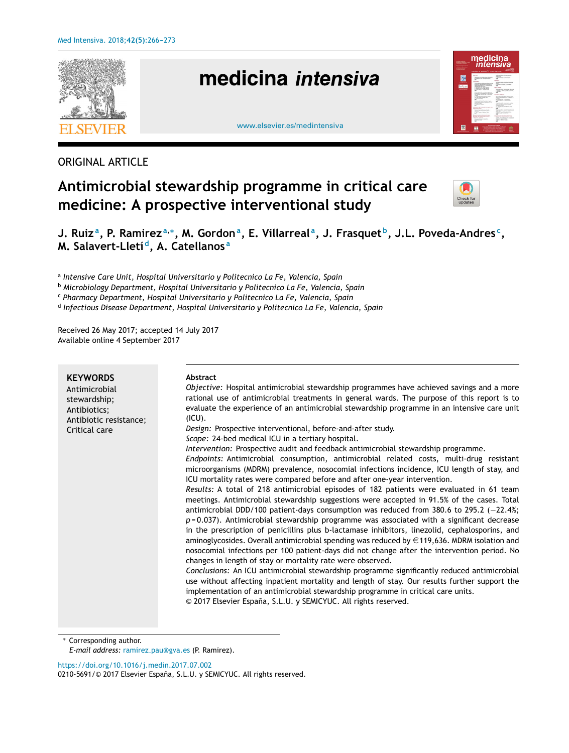ORIGINAL ARTICLE

# Antimicrobial stewardship programme in critical care medicine: A prospective interventional study

J. Ruiz[a], P. Ramirez[a,*], M. Gordon[a], E. Villarreal[a], J. Frasquet[b], J.L. Poveda-Andres[c], M. Salavert-Lletí[d], A. Catellanos[a]

[a] *Intensive Care Unit, Hospital Universitario y Politecnico La Fe, Valencia, Spain*
[b] *Microbiology Department, Hospital Universitario y Politecnico La Fe, Valencia, Spain*
[c] *Pharmacy Department, Hospital Universitario y Politecnico La Fe, Valencia, Spain*
[d] *Infectious Disease Department, Hospital Universitario y Politecnico La Fe, Valencia, Spain*

Received 26 May 2017; accepted 14 July 2017
Available online 4 September 2017

**KEYWORDS**
Antimicrobial stewardship;
Antibiotics;
Antibiotic resistance;
Critical care

**Abstract**

*Objective:* Hospital antimicrobial stewardship programmes have achieved savings and a more rational use of antimicrobial treatments in general wards. The purpose of this report is to evaluate the experience of an antimicrobial stewardship programme in an intensive care unit (ICU).

*Design:* Prospective interventional, before-and-after study.

*Scope:* 24-bed medical ICU in a tertiary hospital.

*Intervention:* Prospective audit and feedback antimicrobial stewardship programme.

*Endpoints:* Antimicrobial consumption, antimicrobial related costs, multi-drug resistant microorganisms (MDRM) prevalence, nosocomial infections incidence, ICU length of stay, and ICU mortality rates were compared before and after one-year intervention.

*Results:* A total of 218 antimicrobial episodes of 182 patients were evaluated in 61 team meetings. Antimicrobial stewardship suggestions were accepted in 91.5% of the cases. Total antimicrobial DDD/100 patient-days consumption was reduced from 380.6 to 295.2 (−22.4%; $p = 0.037$). Antimicrobial stewardship programme was associated with a significant decrease in the prescription of penicillins plus b-lactamase inhibitors, linezolid, cephalosporins, and aminoglycosides. Overall antimicrobial spending was reduced by €119,636. MDRM isolation and nosocomial infections per 100 patient-days did not change after the intervention period. No changes in length of stay or mortality rate were observed.

*Conclusions:* An ICU antimicrobial stewardship programme significantly reduced antimicrobial use without affecting inpatient mortality and length of stay. Our results further support the implementation of an antimicrobial stewardship programme in critical care units.

© 2017 Elsevier España, S.L.U. y SEMICYUC. All rights reserved.

* Corresponding author.
*E-mail address:* ramirez_pau@gva.es (P. Ramirez).

https://doi.org/10.1016/j.medin.2017.07.002
0210-5691/© 2017 Elsevier España, S.L.U. y SEMICYUC. All rights reserved.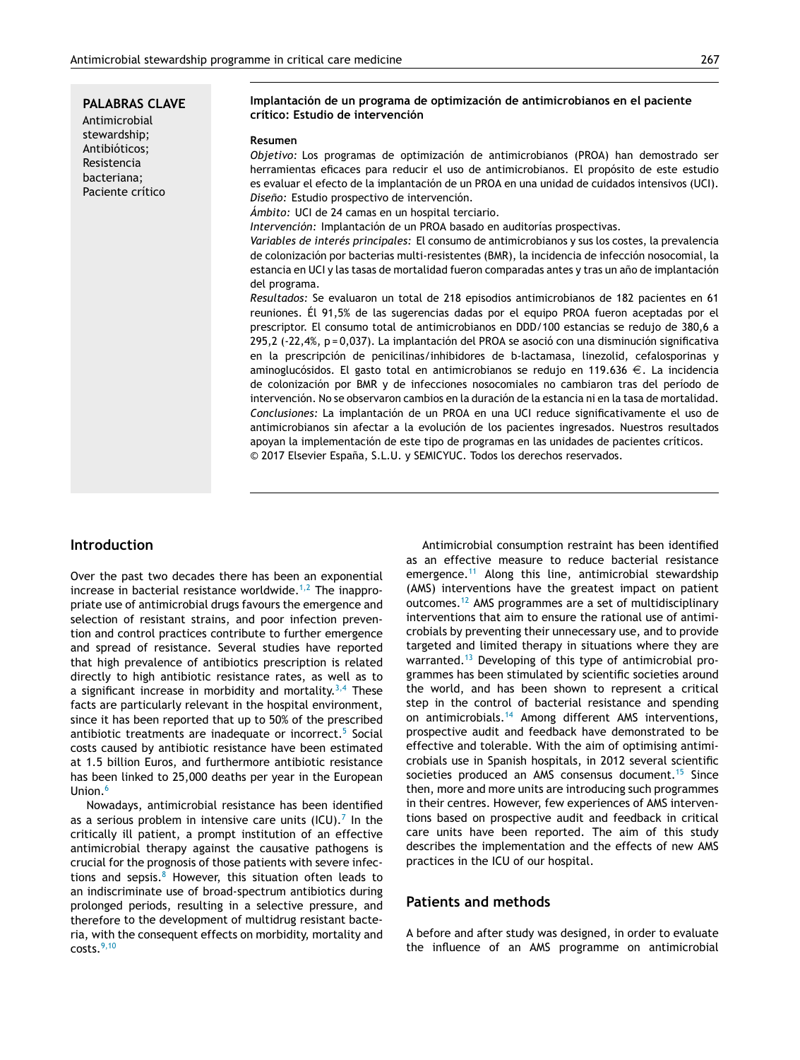**PALABRAS CLAVE**
Antimicrobial stewardship;
Antibióticos;
Resistencia bacteriana;
Paciente crítico

**Implantación de un programa de optimización de antimicrobianos en el paciente crítico: Estudio de intervención**

**Resumen**

*Objetivo:* Los programas de optimización de antimicrobianos (PROA) han demostrado ser herramientas eficaces para reducir el uso de antimicrobianos. El propósito de este estudio es evaluar el efecto de la implantación de un PROA en una unidad de cuidados intensivos (UCI).

*Diseño:* Estudio prospectivo de intervención.

*Ámbito:* UCI de 24 camas en un hospital terciario.

*Intervención:* Implantación de un PROA basado en auditorías prospectivas.

*Variables de interés principales:* El consumo de antimicrobianos y sus los costes, la prevalencia de colonización por bacterias multi-resistentes (BMR), la incidencia de infección nosocomial, la estancia en UCI y las tasas de mortalidad fueron comparadas antes y tras un año de implantación del programa.

*Resultados:* Se evaluaron un total de 218 episodios antimicrobianos de 182 pacientes en 61 reuniones. Él 91,5% de las sugerencias dadas por el equipo PROA fueron aceptadas por el prescriptor. El consumo total de antimicrobianos en DDD/100 estancias se redujo de 380,6 a 295,2 (-22,4%, p = 0,037). La implantación del PROA se asoció con una disminución significativa en la prescripción de penicilinas/inhibidores de b-lactamasa, linezolid, cefalosporinas y aminoglucósidos. El gasto total en antimicrobianos se redujo en 119.636 €. La incidencia de colonización por BMR y de infecciones nosocomiales no cambiaron tras del período de intervención. No se observaron cambios en la duración de la estancia ni en la tasa de mortalidad.

*Conclusiones:* La implantación de un PROA en una UCI reduce significativamente el uso de antimicrobianos sin afectar a la evolución de los pacientes ingresados. Nuestros resultados apoyan la implementación de este tipo de programas en las unidades de pacientes críticos.

© 2017 Elsevier España, S.L.U. y SEMICYUC. Todos los derechos reservados.

## Introduction

Over the past two decades there has been an exponential increase in bacterial resistance worldwide.[1,2] The inappropriate use of antimicrobial drugs favours the emergence and selection of resistant strains, and poor infection prevention and control practices contribute to further emergence and spread of resistance. Several studies have reported that high prevalence of antibiotics prescription is related directly to high antibiotic resistance rates, as well as to a significant increase in morbidity and mortality.[3,4] These facts are particularly relevant in the hospital environment, since it has been reported that up to 50% of the prescribed antibiotic treatments are inadequate or incorrect.[5] Social costs caused by antibiotic resistance have been estimated at 1.5 billion Euros, and furthermore antibiotic resistance has been linked to 25,000 deaths per year in the European Union.[6]

Nowadays, antimicrobial resistance has been identified as a serious problem in intensive care units (ICU).[7] In the critically ill patient, a prompt institution of an effective antimicrobial therapy against the causative pathogens is crucial for the prognosis of those patients with severe infections and sepsis.[8] However, this situation often leads to an indiscriminate use of broad-spectrum antibiotics during prolonged periods, resulting in a selective pressure, and therefore to the development of multidrug resistant bacteria, with the consequent effects on morbidity, mortality and costs.[9,10]

Antimicrobial consumption restraint has been identified as an effective measure to reduce bacterial resistance emergence.[11] Along this line, antimicrobial stewardship (AMS) interventions have the greatest impact on patient outcomes.[12] AMS programmes are a set of multidisciplinary interventions that aim to ensure the rational use of antimicrobials by preventing their unnecessary use, and to provide targeted and limited therapy in situations where they are warranted.[13] Developing of this type of antimicrobial programmes has been stimulated by scientific societies around the world, and has been shown to represent a critical step in the control of bacterial resistance and spending on antimicrobials.[14] Among different AMS interventions, prospective audit and feedback have demonstrated to be effective and tolerable. With the aim of optimising antimicrobials use in Spanish hospitals, in 2012 several scientific societies produced an AMS consensus document.[15] Since then, more and more units are introducing such programmes in their centres. However, few experiences of AMS interventions based on prospective audit and feedback in critical care units have been reported. The aim of this study describes the implementation and the effects of new AMS practices in the ICU of our hospital.

## Patients and methods

A before and after study was designed, in order to evaluate the influence of an AMS programme on antimicrobial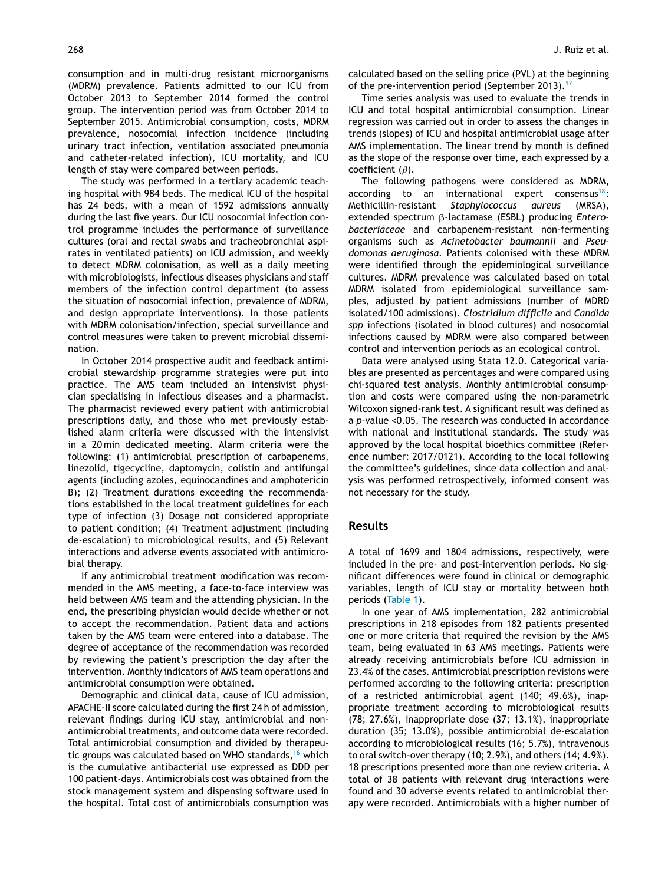consumption and in multi-drug resistant microorganisms (MDRM) prevalence. Patients admitted to our ICU from October 2013 to September 2014 formed the control group. The intervention period was from October 2014 to September 2015. Antimicrobial consumption, costs, MDRM prevalence, nosocomial infection incidence (including urinary tract infection, ventilation associated pneumonia and catheter-related infection), ICU mortality, and ICU length of stay were compared between periods.

The study was performed in a tertiary academic teaching hospital with 984 beds. The medical ICU of the hospital has 24 beds, with a mean of 1592 admissions annually during the last five years. Our ICU nosocomial infection control programme includes the performance of surveillance cultures (oral and rectal swabs and tracheobronchial aspirates in ventilated patients) on ICU admission, and weekly to detect MDRM colonisation, as well as a daily meeting with microbiologists, infectious diseases physicians and staff members of the infection control department (to assess the situation of nosocomial infection, prevalence of MDRM, and design appropriate interventions). In those patients with MDRM colonisation/infection, special surveillance and control measures were taken to prevent microbial dissemination.

In October 2014 prospective audit and feedback antimicrobial stewardship programme strategies were put into practice. The AMS team included an intensivist physician specialising in infectious diseases and a pharmacist. The pharmacist reviewed every patient with antimicrobial prescriptions daily, and those who met previously established alarm criteria were discussed with the intensivist in a 20 min dedicated meeting. Alarm criteria were the following: (1) antimicrobial prescription of carbapenems, linezolid, tigecycline, daptomycin, colistin and antifungal agents (including azoles, equinocandines and amphotericin B); (2) Treatment durations exceeding the recommendations established in the local treatment guidelines for each type of infection (3) Dosage not considered appropriate to patient condition; (4) Treatment adjustment (including de-escalation) to microbiological results, and (5) Relevant interactions and adverse events associated with antimicrobial therapy.

If any antimicrobial treatment modification was recommended in the AMS meeting, a face-to-face interview was held between AMS team and the attending physician. In the end, the prescribing physician would decide whether or not to accept the recommendation. Patient data and actions taken by the AMS team were entered into a database. The degree of acceptance of the recommendation was recorded by reviewing the patient's prescription the day after the intervention. Monthly indicators of AMS team operations and antimicrobial consumption were obtained.

Demographic and clinical data, cause of ICU admission, APACHE-II score calculated during the first 24 h of admission, relevant findings during ICU stay, antimicrobial and non-antimicrobial treatments, and outcome data were recorded. Total antimicrobial consumption and divided by therapeutic groups was calculated based on WHO standards,[16] which is the cumulative antibacterial use expressed as DDD per 100 patient-days. Antimicrobials cost was obtained from the stock management system and dispensing software used in the hospital. Total cost of antimicrobials consumption was calculated based on the selling price (PVL) at the beginning of the pre-intervention period (September 2013).[17]

Time series analysis was used to evaluate the trends in ICU and total hospital antimicrobial consumption. Linear regression was carried out in order to assess the changes in trends (slopes) of ICU and hospital antimicrobial usage after AMS implementation. The linear trend by month is defined as the slope of the response over time, each expressed by a coefficient ($\beta$).

The following pathogens were considered as MDRM, according to an international expert consensus[18]: Methicillin-resistant *Staphylococcus aureus* (MRSA), extended spectrum $\beta$-lactamase (ESBL) producing *Enterobacteriaceae* and carbapenem-resistant non-fermenting organisms such as *Acinetobacter baumannii* and *Pseudomonas aeruginosa.* Patients colonised with these MDRM were identified through the epidemiological surveillance cultures. MDRM prevalence was calculated based on total MDRM isolated from epidemiological surveillance samples, adjusted by patient admissions (number of MDRD isolated/100 admissions). *Clostridium difficile* and *Candida spp* infections (isolated in blood cultures) and nosocomial infections caused by MDRM were also compared between control and intervention periods as an ecological control.

Data were analysed using Stata 12.0. Categorical variables are presented as percentages and were compared using chi-squared test analysis. Monthly antimicrobial consumption and costs were compared using the non-parametric Wilcoxon signed-rank test. A significant result was defined as a *p*-value <0.05. The research was conducted in accordance with national and institutional standards. The study was approved by the local hospital bioethics committee (Reference number: 2017/0121). According to the local following the committee's guidelines, since data collection and analysis was performed retrospectively, informed consent was not necessary for the study.

## Results

A total of 1699 and 1804 admissions, respectively, were included in the pre- and post-intervention periods. No significant differences were found in clinical or demographic variables, length of ICU stay or mortality between both periods (Table 1).

In one year of AMS implementation, 282 antimicrobial prescriptions in 218 episodes from 182 patients presented one or more criteria that required the revision by the AMS team, being evaluated in 63 AMS meetings. Patients were already receiving antimicrobials before ICU admission in 23.4% of the cases. Antimicrobial prescription revisions were performed according to the following criteria: prescription of a restricted antimicrobial agent (140; 49.6%), inappropriate treatment according to microbiological results (78; 27.6%), inappropriate dose (37; 13.1%), inappropriate duration (35; 13.0%), possible antimicrobial de-escalation according to microbiological results (16; 5.7%), intravenous to oral switch-over therapy (10; 2.9%), and others (14; 4.9%). 18 prescriptions presented more than one review criteria. A total of 38 patients with relevant drug interactions were found and 30 adverse events related to antimicrobial therapy were recorded. Antimicrobials with a higher number of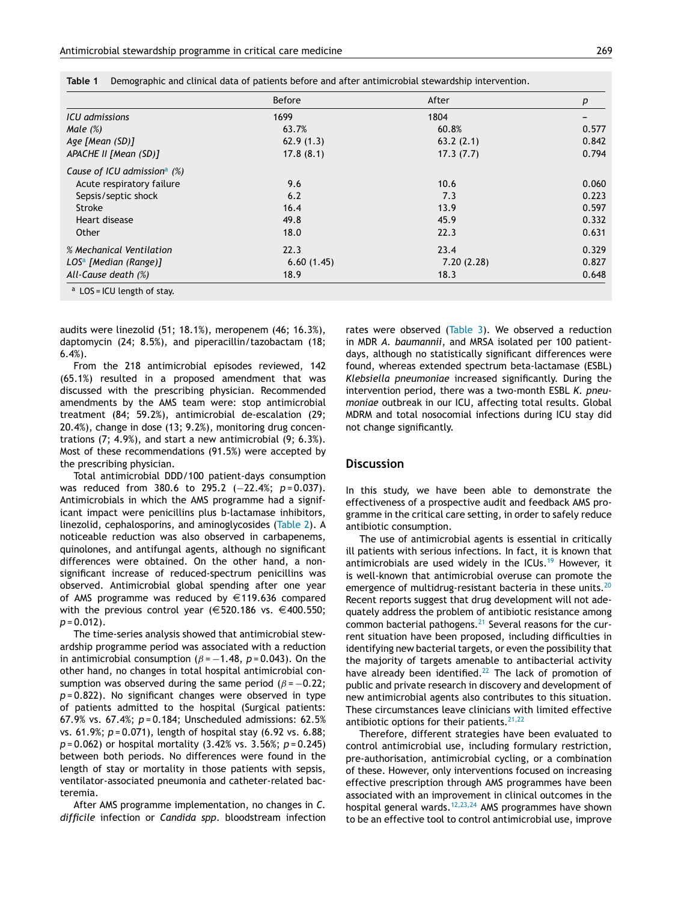**Table 1** Demographic and clinical data of patients before and after antimicrobial stewardship intervention.

| | Before | After | p |
|---|---|---|---|
| *ICU admissions* | 1699 | 1804 | – |
| *Male (%)* | 63.7% | 60.8% | 0.577 |
| *Age [Mean (SD)]* | 62.9 (1.3) | 63.2 (2.1) | 0.842 |
| *APACHE II [Mean (SD)]* | 17.8 (8.1) | 17.3 (7.7) | 0.794 |
| *Cause of ICU admission[a] (%)* | | | |
| Acute respiratory failure | 9.6 | 10.6 | 0.060 |
| Sepsis/septic shock | 6.2 | 7.3 | 0.223 |
| Stroke | 16.4 | 13.9 | 0.597 |
| Heart disease | 49.8 | 45.9 | 0.332 |
| Other | 18.0 | 22.3 | 0.631 |
| *% Mechanical Ventilation* | 22.3 | 23.4 | 0.329 |
| *LOS[a] [Median (Range)]* | 6.60 (1.45) | 7.20 (2.28) | 0.827 |
| *All-Cause death (%)* | 18.9 | 18.3 | 0.648 |

[a] LOS = ICU length of stay.

audits were linezolid (51; 18.1%), meropenem (46; 16.3%), daptomycin (24; 8.5%), and piperacillin/tazobactam (18; 6.4%).

From the 218 antimicrobial episodes reviewed, 142 (65.1%) resulted in a proposed amendment that was discussed with the prescribing physician. Recommended amendments by the AMS team were: stop antimicrobial treatment (84; 59.2%), antimicrobial de-escalation (29; 20.4%), change in dose (13; 9.2%), monitoring drug concentrations (7; 4.9%), and start a new antimicrobial (9; 6.3%). Most of these recommendations (91.5%) were accepted by the prescribing physician.

Total antimicrobial DDD/100 patient-days consumption was reduced from 380.6 to 295.2 (−22.4%; $p = 0.037$). Antimicrobials in which the AMS programme had a significant impact were penicillins plus b-lactamase inhibitors, linezolid, cephalosporins, and aminoglycosides (Table 2). A noticeable reduction was also observed in carbapenems, quinolones, and antifungal agents, although no significant differences were obtained. On the other hand, a non-significant increase of reduced-spectrum penicillins was observed. Antimicrobial global spending after one year of AMS programme was reduced by €119.636 compared with the previous control year (€520.186 vs. €400.550; $p = 0.012$).

The time-series analysis showed that antimicrobial stewardship programme period was associated with a reduction in antimicrobial consumption ($\beta = -1.48$, $p = 0.043$). On the other hand, no changes in total hospital antimicrobial consumption was observed during the same period ($\beta = -0.22$; $p = 0.822$). No significant changes were observed in type of patients admitted to the hospital (Surgical patients: 67.9% vs. 67.4%; $p = 0.184$; Unscheduled admissions: 62.5% vs. 61.9%; $p = 0.071$), length of hospital stay (6.92 vs. 6.88; $p = 0.062$) or hospital mortality (3.42% vs. 3.56%; $p = 0.245$) between both periods. No differences were found in the length of stay or mortality in those patients with sepsis, ventilator-associated pneumonia and catheter-related bacteremia.

After AMS programme implementation, no changes in *C. difficile* infection or *Candida spp.* bloodstream infection rates were observed (Table 3). We observed a reduction in MDR *A. baumannii*, and MRSA isolated per 100 patient-days, although no statistically significant differences were found, whereas extended spectrum beta-lactamase (ESBL) *Klesiella pneumoniae* increased significantly. During the intervention period, there was a two-month ESBL *K. pneumoniae* outbreak in our ICU, affecting total results. Global MDRM and total nosocomial infections during ICU stay did not change significantly.

## Discussion

In this study, we have been able to demonstrate the effectiveness of a prospective audit and feedback AMS programme in the critical care setting, in order to safely reduce antibiotic consumption.

The use of antimicrobial agents is essential in critically ill patients with serious infections. In fact, it is known that antimicrobials are used widely in the ICUs.[19] However, it is well-known that antimicrobial overuse can promote the emergence of multidrug-resistant bacteria in these units.[20] Recent reports suggest that drug development will not adequately address the problem of antibiotic resistance among common bacterial pathogens.[21] Several reasons for the current situation have been proposed, including difficulties in identifying new bacterial targets, or even the possibility that the majority of targets amenable to antibacterial activity have already been identified.[22] The lack of promotion of public and private research in discovery and development of new antimicrobial agents also contributes to this situation. These circumstances leave clinicians with limited effective antibiotic options for their patients.[21,22]

Therefore, different strategies have been evaluated to control antimicrobial use, including formulary restriction, pre-authorisation, antimicrobial cycling, or a combination of these. However, only interventions focused on increasing effective prescription through AMS programmes have been associated with an improvement in clinical outcomes in the hospital general wards.[12,23,24] AMS programmes have shown to be an effective tool to control antimicrobial use, improve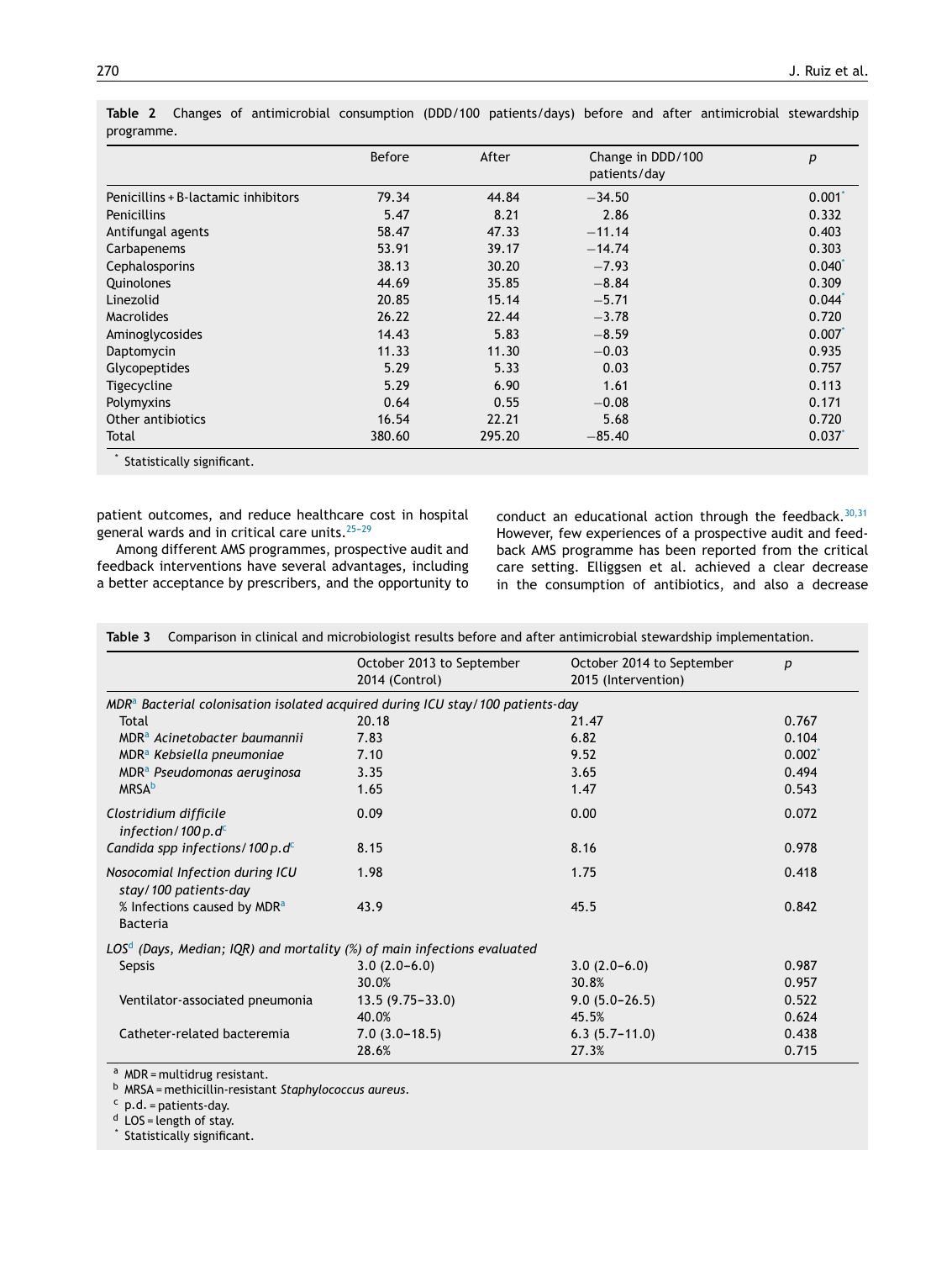**Table 2** Changes of antimicrobial consumption (DDD/100 patients/days) before and after antimicrobial stewardship programme.

| | Before | After | Change in DDD/100 patients/day | p |
|---|---|---|---|---|
| Penicillins + B-lactamic inhibitors | 79.34 | 44.84 | −34.50 | 0.001* |
| Penicillins | 5.47 | 8.21 | 2.86 | 0.332 |
| Antifungal agents | 58.47 | 47.33 | −11.14 | 0.403 |
| Carbapenems | 53.91 | 39.17 | −14.74 | 0.303 |
| Cephalosporins | 38.13 | 30.20 | −7.93 | 0.040* |
| Quinolones | 44.69 | 35.85 | −8.84 | 0.309 |
| Linezolid | 20.85 | 15.14 | −5.71 | 0.044* |
| Macrolides | 26.22 | 22.44 | −3.78 | 0.720 |
| Aminoglycosides | 14.43 | 5.83 | −8.59 | 0.007* |
| Daptomycin | 11.33 | 11.30 | −0.03 | 0.935 |
| Glycopeptides | 5.29 | 5.33 | 0.03 | 0.757 |
| Tigecycline | 5.29 | 6.90 | 1.61 | 0.113 |
| Polymyxins | 0.64 | 0.55 | −0.08 | 0.171 |
| Other antibiotics | 16.54 | 22.21 | 5.68 | 0.720 |
| Total | 380.60 | 295.20 | −85.40 | 0.037* |

\* Statistically significant.

patient outcomes, and reduce healthcare cost in hospital general wards and in critical care units.[25–29]

Among different AMS programmes, prospective audit and feedback interventions have several advantages, including a better acceptance by prescribers, and the opportunity to conduct an educational action through the feedback.[30,31] However, few experiences of a prospective audit and feedback AMS programme has been reported from the critical care setting. Elliggsen et al. achieved a clear decrease in the consumption of antibiotics, and also a decrease

**Table 3** Comparison in clinical and microbiologist results before and after antimicrobial stewardship implementation.

| | October 2013 to September 2014 (Control) | October 2014 to September 2015 (Intervention) | p |
|---|---|---|---|
| *MDR[a] Bacterial colonisation isolated acquired during ICU stay/100 patients-day* | | | |
| Total | 20.18 | 21.47 | 0.767 |
| MDR[a] *Acinetobacter baumannii* | 7.83 | 6.82 | 0.104 |
| MDR[a] *Kebsiella pneumoniae* | 7.10 | 9.52 | 0.002* |
| MDR[a] *Pseudomonas aeruginosa* | 3.35 | 3.65 | 0.494 |
| MRSA[b] | 1.65 | 1.47 | 0.543 |
| *Clostridium difficile infection/100 p.d*[c] | 0.09 | 0.00 | 0.072 |
| *Candida spp infections/100 p.d*[c] | 8.15 | 8.16 | 0.978 |
| *Nosocomial Infection during ICU stay/100 patients-day* | 1.98 | 1.75 | 0.418 |
| % Infections caused by MDR[a] Bacteria | 43.9 | 45.5 | 0.842 |
| *LOS[d] (Days, Median; IQR) and mortality (%) of main infections evaluated* | | | |
| Sepsis | 3.0 (2.0–6.0) | 3.0 (2.0–6.0) | 0.987 |
| | 30.0% | 30.8% | 0.957 |
| Ventilator-associated pneumonia | 13.5 (9.75–33.0) | 9.0 (5.0–26.5) | 0.522 |
| | 40.0% | 45.5% | 0.624 |
| Catheter-related bacteremia | 7.0 (3.0–18.5) | 6.3 (5.7–11.0) | 0.438 |
| | 28.6% | 27.3% | 0.715 |

[a] MDR = multidrug resistant.
[b] MRSA = methicillin-resistant *Staphylococcus aureus*.
[c] p.d. = patients-day.
[d] LOS = length of stay.
\* Statistically significant.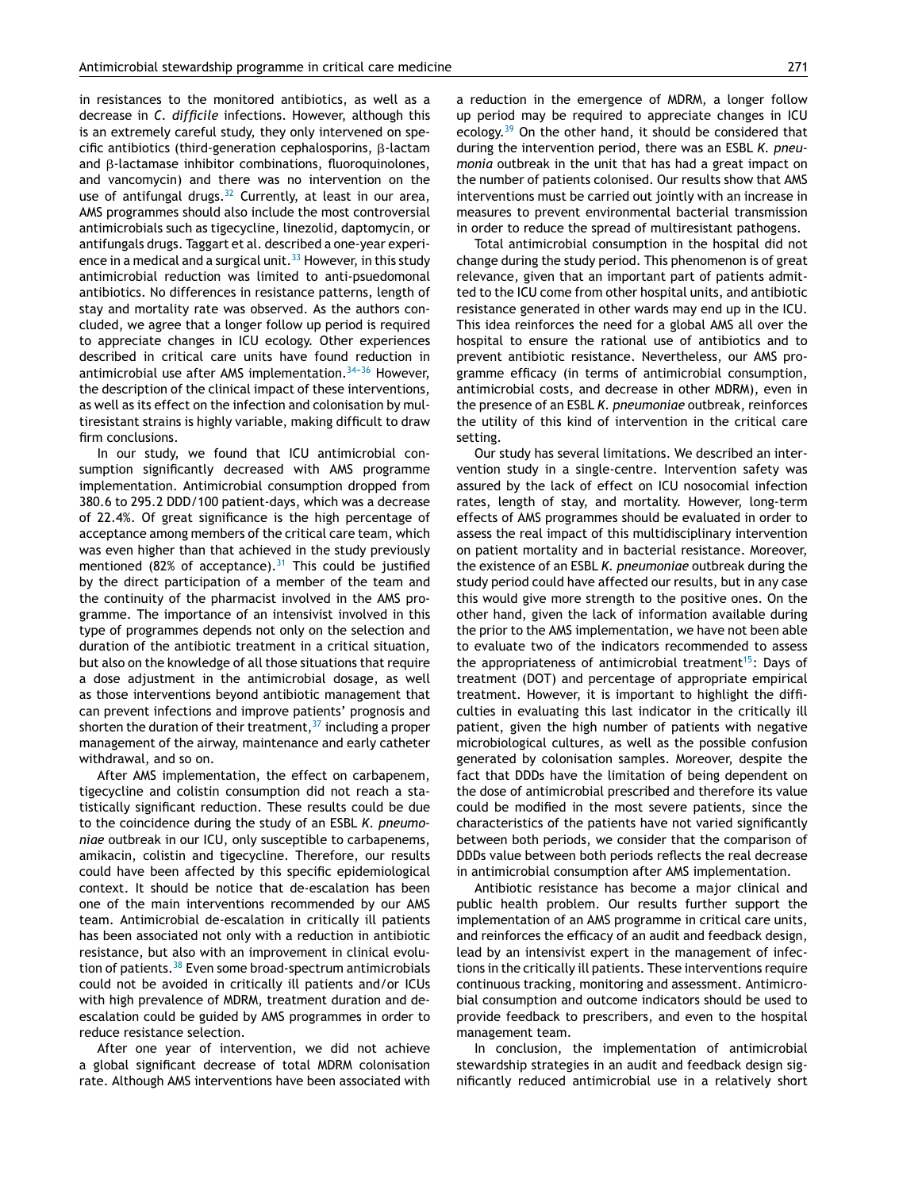in resistances to the monitored antibiotics, as well as a decrease in *C. difficile* infections. However, although this is an extremely careful study, they only intervened on specific antibiotics (third-generation cephalosporins, β-lactam and β-lactamase inhibitor combinations, fluoroquinolones, and vancomycin) and there was no intervention on the use of antifungal drugs.[32] Currently, at least in our area, AMS programmes should also include the most controversial antimicrobials such as tigecycline, linezolid, daptomycin, or antifungals drugs. Taggart et al. described a one-year experience in a medical and a surgical unit.[33] However, in this study antimicrobial reduction was limited to anti-psuedomonal antibiotics. No differences in resistance patterns, length of stay and mortality rate was observed. As the authors concluded, we agree that a longer follow up period is required to appreciate changes in ICU ecology. Other experiences described in critical care units have found reduction in antimicrobial use after AMS implementation.[34-36] However, the description of the clinical impact of these interventions, as well as its effect on the infection and colonisation by multiresistant strains is highly variable, making difficult to draw firm conclusions.

In our study, we found that ICU antimicrobial consumption significantly decreased with AMS programme implementation. Antimicrobial consumption dropped from 380.6 to 295.2 DDD/100 patient-days, which was a decrease of 22.4%. Of great significance is the high percentage of acceptance among members of the critical care team, which was even higher than that achieved in the study previously mentioned (82% of acceptance).[31] This could be justified by the direct participation of a member of the team and the continuity of the pharmacist involved in the AMS programme. The importance of an intensivist involved in this type of programmes depends not only on the selection and duration of the antibiotic treatment in a critical situation, but also on the knowledge of all those situations that require a dose adjustment in the antimicrobial dosage, as well as those interventions beyond antibiotic management that can prevent infections and improve patients' prognosis and shorten the duration of their treatment,[37] including a proper management of the airway, maintenance and early catheter withdrawal, and so on.

After AMS implementation, the effect on carbapenem, tigecycline and colistin consumption did not reach a statistically significant reduction. These results could be due to the coincidence during the study of an ESBL *K. pneumoniae* outbreak in our ICU, only susceptible to carbapenems, amikacin, colistin and tigecycline. Therefore, our results could have been affected by this specific epidemiological context. It should be notice that de-escalation has been one of the main interventions recommended by our AMS team. Antimicrobial de-escalation in critically ill patients has been associated not only with a reduction in antibiotic resistance, but also with an improvement in clinical evolution of patients.[38] Even some broad-spectrum antimicrobials could not be avoided in critically ill patients and/or ICUs with high prevalence of MDRM, treatment duration and de-escalation could be guided by AMS programmes in order to reduce resistance selection.

After one year of intervention, we did not achieve a global significant decrease of total MDRM colonisation rate. Although AMS interventions have been associated with a reduction in the emergence of MDRM, a longer follow up period may be required to appreciate changes in ICU ecology.[39] On the other hand, it should be considered that during the intervention period, there was an ESBL *K. pneumonia* outbreak in the unit that has had a great impact on the number of patients colonised. Our results show that AMS interventions must be carried out jointly with an increase in measures to prevent environmental bacterial transmission in order to reduce the spread of multiresistant pathogens.

Total antimicrobial consumption in the hospital did not change during the study period. This phenomenon is of great relevance, given that an important part of patients admitted to the ICU come from other hospital units, and antibiotic resistance generated in other wards may end up in the ICU. This idea reinforces the need for a global AMS all over the hospital to ensure the rational use of antibiotics and to prevent antibiotic resistance. Nevertheless, our AMS programme efficacy (in terms of antimicrobial consumption, antimicrobial costs, and decrease in other MDRM), even in the presence of an ESBL *K. pneumoniae* outbreak, reinforces the utility of this kind of intervention in the critical care setting.

Our study has several limitations. We described an intervention study in a single-centre. Intervention safety was assured by the lack of effect on ICU nosocomial infection rates, length of stay, and mortality. However, long-term effects of AMS programmes should be evaluated in order to assess the real impact of this multidisciplinary intervention on patient mortality and in bacterial resistance. Moreover, the existence of an ESBL *K. pneumoniae* outbreak during the study period could have affected our results, but in any case this would give more strength to the positive ones. On the other hand, given the lack of information available during the prior to the AMS implementation, we have not been able to evaluate two of the indicators recommended to assess the appropriateness of antimicrobial treatment[15]: Days of treatment (DOT) and percentage of appropriate empirical treatment. However, it is important to highlight the difficulties in evaluating this last indicator in the critically ill patient, given the high number of patients with negative microbiological cultures, as well as the possible confusion generated by colonisation samples. Moreover, despite the fact that DDDs have the limitation of being dependent on the dose of antimicrobial prescribed and therefore its value could be modified in the most severe patients, since the characteristics of the patients have not varied significantly between both periods, we consider that the comparison of DDDs value between both periods reflects the real decrease in antimicrobial consumption after AMS implementation.

Antibiotic resistance has become a major clinical and public health problem. Our results further support the implementation of an AMS programme in critical care units, and reinforces the efficacy of an audit and feedback design, lead by an intensivist expert in the management of infections in the critically ill patients. These interventions require continuous tracking, monitoring and assessment. Antimicrobial consumption and outcome indicators should be used to provide feedback to prescribers, and even to the hospital management team.

In conclusion, the implementation of antimicrobial stewardship strategies in an audit and feedback design significantly reduced antimicrobial use in a relatively short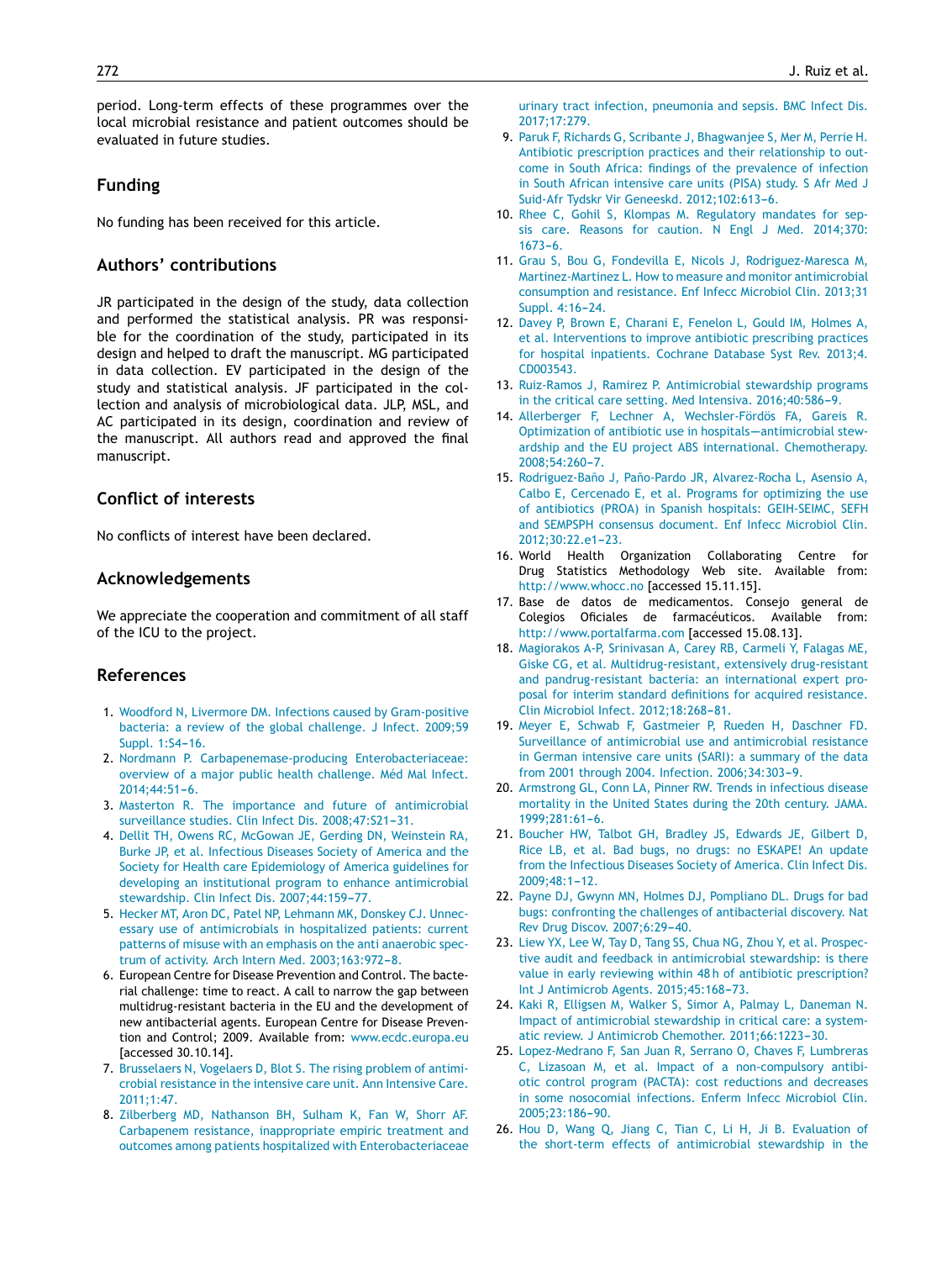period. Long-term effects of these programmes over the local microbial resistance and patient outcomes should be evaluated in future studies.

## Funding

No funding has been received for this article.

## Authors' contributions

JR participated in the design of the study, data collection and performed the statistical analysis. PR was responsible for the coordination of the study, participated in its design and helped to draft the manuscript. MG participated in data collection. EV participated in the design of the study and statistical analysis. JF participated in the collection and analysis of microbiological data. JLP, MSL, and AC participated in its design, coordination and review of the manuscript. All authors read and approved the final manuscript.

## Conflict of interests

No conflicts of interest have been declared.

## Acknowledgements

We appreciate the cooperation and commitment of all staff of the ICU to the project.

## References

1. Woodford N, Livermore DM. Infections caused by Gram-positive bacteria: a review of the global challenge. J Infect. 2009;59 Suppl. 1:S4–16.
2. Nordmann P. Carbapenemase-producing Enterobacteriaceae: overview of a major public health challenge. Méd Mal Infect. 2014;44:51–6.
3. Masterton R. The importance and future of antimicrobial surveillance studies. Clin Infect Dis. 2008;47:S21–31.
4. Dellit TH, Owens RC, McGowan JE, Gerding DN, Weinstein RA, Burke JP, et al. Infectious Diseases Society of America and the Society for Health care Epidemiology of America guidelines for developing an institutional program to enhance antimicrobial stewardship. Clin Infect Dis. 2007;44:159–77.
5. Hecker MT, Aron DC, Patel NP, Lehmann MK, Donskey CJ. Unnecessary use of antimicrobials in hospitalized patients: current patterns of misuse with an emphasis on the anti anaerobic spectrum of activity. Arch Intern Med. 2003;163:972–8.
6. European Centre for Disease Prevention and Control. The bacterial challenge: time to react. A call to narrow the gap between multidrug-resistant bacteria in the EU and the development of new antibacterial agents. European Centre for Disease Prevention and Control; 2009. Available from: www.ecdc.europa.eu [accessed 30.10.14].
7. Brusselaers N, Vogelaers D, Blot S. The rising problem of antimicrobial resistance in the intensive care unit. Ann Intensive Care. 2011;1:47.
8. Zilberberg MD, Nathanson BH, Sulham K, Fan W, Shorr AF. Carbapenem resistance, inappropriate empiric treatment and outcomes among patients hospitalized with Enterobacteriaceae urinary tract infection, pneumonia and sepsis. BMC Infect Dis. 2017;17:279.
9. Paruk F, Richards G, Scribante J, Bhagwanjee S, Mer M, Perrie H. Antibiotic prescription practices and their relationship to outcome in South Africa: findings of the prevalence of infection in South African intensive care units (PISA) study. S Afr Med J Suid-Afr Tydskr Vir Geneeskd. 2012;102:613–6.
10. Rhee C, Gohil S, Klompas M. Regulatory mandates for sepsis care. Reasons for caution. N Engl J Med. 2014;370:1673–6.
11. Grau S, Bou G, Fondevilla E, Nicols J, Rodriguez-Maresca M, Martinez-Martinez L. How to measure and monitor antimicrobial consumption and resistance. Enf Infecc Microbiol Clin. 2013;31 Suppl. 4:16–24.
12. Davey P, Brown E, Charani E, Fenelon L, Gould IM, Holmes A, et al. Interventions to improve antibiotic prescribing practices for hospital inpatients. Cochrane Database Syst Rev. 2013;4. CD003543.
13. Ruiz-Ramos J, Ramirez P. Antimicrobial stewardship programs in the critical care setting. Med Intensiva. 2016;40:586–9.
14. Allerberger F, Lechner A, Wechsler-Fördös FA, Gareis R. Optimization of antibiotic use in hospitals—antimicrobial stewardship and the EU project ABS international. Chemotherapy. 2008;54:260–7.
15. Rodriguez-Baño J, Paño-Pardo JR, Alvarez-Rocha L, Asensio A, Calbo E, Cercenado E, et al. Programs for optimizing the use of antibiotics (PROA) in Spanish hospitals: GEIH-SEIMC, SEFH and SEMPSPH consensus document. Enf Infecc Microbiol Clin. 2012;30:22.e1–23.
16. World Health Organization Collaborating Centre for Drug Statistics Methodology Web site. Available from: http://www.whocc.no [accessed 15.11.15].
17. Base de datos de medicamentos. Consejo general de Colegios Oficiales de farmacéuticos. Available from: http://www.portalfarma.com [accessed 15.08.13].
18. Magiorakos A-P, Srinivasan A, Carey RB, Carmeli Y, Falagas ME, Giske CG, et al. Multidrug-resistant, extensively drug-resistant and pandrug-resistant bacteria: an international expert proposal for interim standard definitions for acquired resistance. Clin Microbiol Infect. 2012;18:268–81.
19. Meyer E, Schwab F, Gastmeier P, Rueden H, Daschner FD. Surveillance of antimicrobial use and antimicrobial resistance in German intensive care units (SARI): a summary of the data from 2001 through 2004. Infection. 2006;34:303–9.
20. Armstrong GL, Conn LA, Pinner RW. Trends in infectious disease mortality in the United States during the 20th century. JAMA. 1999;281:61–6.
21. Boucher HW, Talbot GH, Bradley JS, Edwards JE, Gilbert D, Rice LB, et al. Bad bugs, no drugs: no ESKAPE! An update from the Infectious Diseases Society of America. Clin Infect Dis. 2009;48:1–12.
22. Payne DJ, Gwynn MN, Holmes DJ, Pompliano DL. Drugs for bad bugs: confronting the challenges of antibacterial discovery. Nat Rev Drug Discov. 2007;6:29–40.
23. Liew YX, Lee W, Tay D, Tang SS, Chua NG, Zhou Y, et al. Prospective audit and feedback in antimicrobial stewardship: is there value in early reviewing within 48 h of antibiotic prescription? Int J Antimicrob Agents. 2015;45:168–73.
24. Kaki R, Elligsen M, Walker S, Simor A, Palmay L, Daneman N. Impact of antimicrobial stewardship in critical care: a systematic review. J Antimicrob Chemother. 2011;66:1223–30.
25. Lopez-Medrano F, San Juan R, Serrano O, Chaves F, Lumbreras C, Lizasoan M, et al. Impact of a non-compulsory antibiotic control program (PACTA): cost reductions and decreases in some nosocomial infections. Enferm Infecc Microbiol Clin. 2005;23:186–90.
26. Hou D, Wang Q, Jiang C, Tian C, Li H, Ji B. Evaluation of the short-term effects of antimicrobial stewardship in the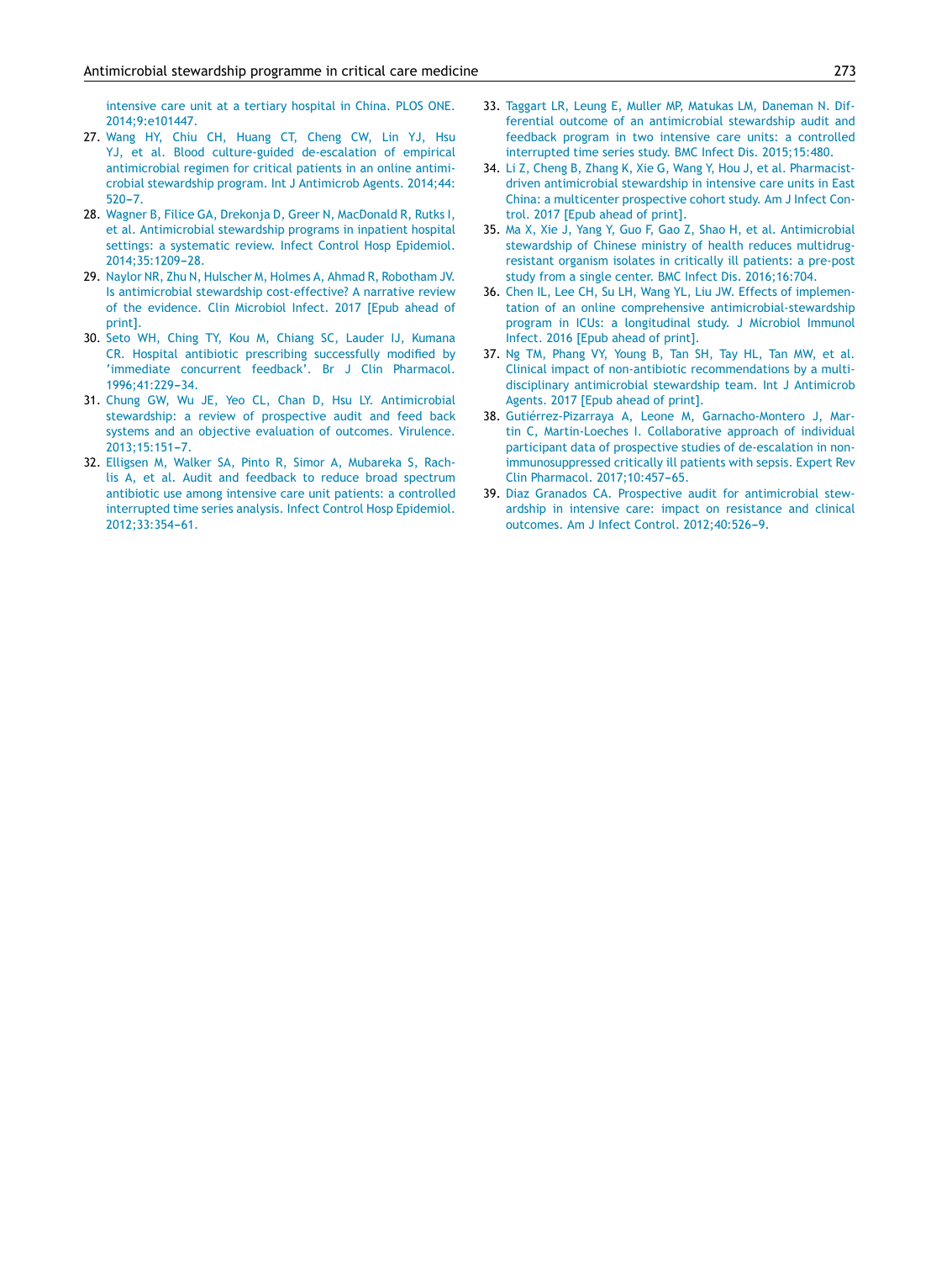intensive care unit at a tertiary hospital in China. PLOS ONE. 2014;9:e101447.

27. Wang HY, Chiu CH, Huang CT, Cheng CW, Lin YJ, Hsu YJ, et al. Blood culture-guided de-escalation of empirical antimicrobial regimen for critical patients in an online antimicrobial stewardship program. Int J Antimicrob Agents. 2014;44: 520–7.
28. Wagner B, Filice GA, Drekonja D, Greer N, MacDonald R, Rutks I, et al. Antimicrobial stewardship programs in inpatient hospital settings: a systematic review. Infect Control Hosp Epidemiol. 2014;35:1209–28.
29. Naylor NR, Zhu N, Hulscher M, Holmes A, Ahmad R, Robotham JV. Is antimicrobial stewardship cost-effective? A narrative review of the evidence. Clin Microbiol Infect. 2017 [Epub ahead of print].
30. Seto WH, Ching TY, Kou M, Chiang SC, Lauder IJ, Kumana CR. Hospital antibiotic prescribing successfully modified by 'immediate concurrent feedback'. Br J Clin Pharmacol. 1996;41:229–34.
31. Chung GW, Wu JE, Yeo CL, Chan D, Hsu LY. Antimicrobial stewardship: a review of prospective audit and feed back systems and an objective evaluation of outcomes. Virulence. 2013;15:151–7.
32. Elligsen M, Walker SA, Pinto R, Simor A, Mubareka S, Rachlis A, et al. Audit and feedback to reduce broad spectrum antibiotic use among intensive care unit patients: a controlled interrupted time series analysis. Infect Control Hosp Epidemiol. 2012;33:354–61.
33. Taggart LR, Leung E, Muller MP, Matukas LM, Daneman N. Differential outcome of an antimicrobial stewardship audit and feedback program in two intensive care units: a controlled interrupted time series study. BMC Infect Dis. 2015;15:480.
34. Li Z, Cheng B, Zhang K, Xie G, Wang Y, Hou J, et al. Pharmacist-driven antimicrobial stewardship in intensive care units in East China: a multicenter prospective cohort study. Am J Infect Control. 2017 [Epub ahead of print].
35. Ma X, Xie J, Yang Y, Guo F, Gao Z, Shao H, et al. Antimicrobial stewardship of Chinese ministry of health reduces multidrug-resistant organism isolates in critically ill patients: a pre-post study from a single center. BMC Infect Dis. 2016;16:704.
36. Chen IL, Lee CH, Su LH, Wang YL, Liu JW. Effects of implementation of an online comprehensive antimicrobial-stewardship program in ICUs: a longitudinal study. J Microbiol Immunol Infect. 2016 [Epub ahead of print].
37. Ng TM, Phang VY, Young B, Tan SH, Tay HL, Tan MW, et al. Clinical impact of non-antibiotic recommendations by a multidisciplinary antimicrobial stewardship team. Int J Antimicrob Agents. 2017 [Epub ahead of print].
38. Gutiérrez-Pizarraya A, Leone M, Garnacho-Montero J, Martin C, Martin-Loeches I. Collaborative approach of individual participant data of prospective studies of de-escalation in non-immunosuppressed critically ill patients with sepsis. Expert Rev Clin Pharmacol. 2017;10:457–65.
39. Diaz Granados CA. Prospective audit for antimicrobial stewardship in intensive care: impact on resistance and clinical outcomes. Am J Infect Control. 2012;40:526–9.